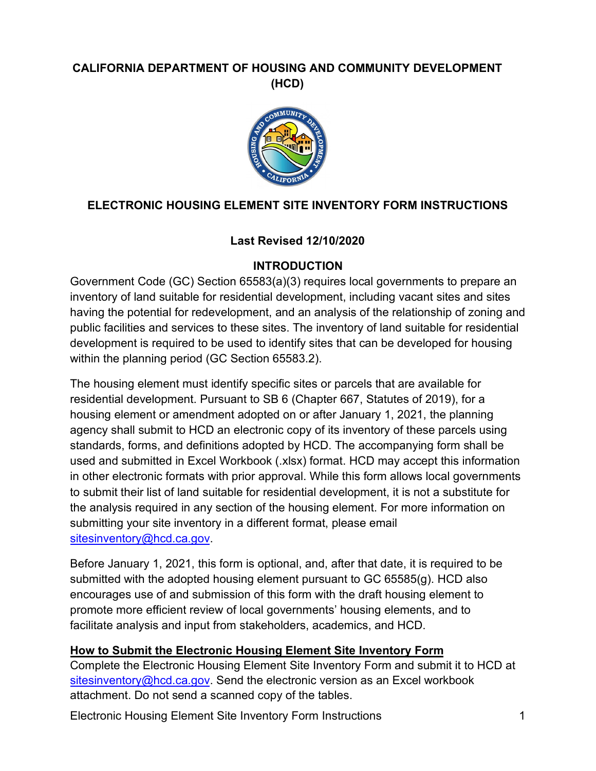# CALIFORNIA DEPARTMENT OF HOUSING AND COMMUNITY DEVELOPMENT (HCD)

## ELECTRONIC HOUSING ELEMENT SITE INVENTORY FORM INSTRUCTIONS

**Last Revised 12/10/2020**

## INTRODUCTION

Government Code (GC) Section 65583(a)(3) requires local governments to prepare an inventory of land suitable for residential development, including vacant sites and sites having the potential for redevelopment, and an analysis of the relationship of zoning and public facilities and services to these sites. The inventory of land suitable for residential development is required to be used to identify sites that can be developed for housing within the planning period (GC Section 65583.2).

The housing element must identify specific sites or parcels that are available for residential development. Pursuant to SB 6 (Chapter 667, Statutes of 2019), for a housing element or amendment adopted on or after January 1, 2021, the planning agency shall submit to HCD an electronic copy of its inventory of these parcels using standards, forms, and definitions adopted by HCD. The accompanying form shall be used and submitted in Excel Workbook (.xlsx) format. HCD may accept this information in other electronic formats with prior approval. While this form allows local governments to submit their list of land suitable for residential development, it is not a substitute for the analysis required in any section of the housing element. For more information on submitting your site inventory in a different format, please email sitesinventory@hcd.ca.gov.

Before January 1, 2021, this form is optional, and, after that date, it is required to be submitted with the adopted housing element pursuant to GC 65585(g). HCD also encourages use of and submission of this form with the draft housing element to promote more efficient review of local governments' housing elements, and to facilitate analysis and input from stakeholders, academics, and HCD.

### How to Submit the Electronic Housing Element Site Inventory Form

Complete the Electronic Housing Element Site Inventory Form and submit it to HCD at sitesinventory@hcd.ca.gov. Send the electronic version as an Excel workbook attachment. Do not send a scanned copy of the tables.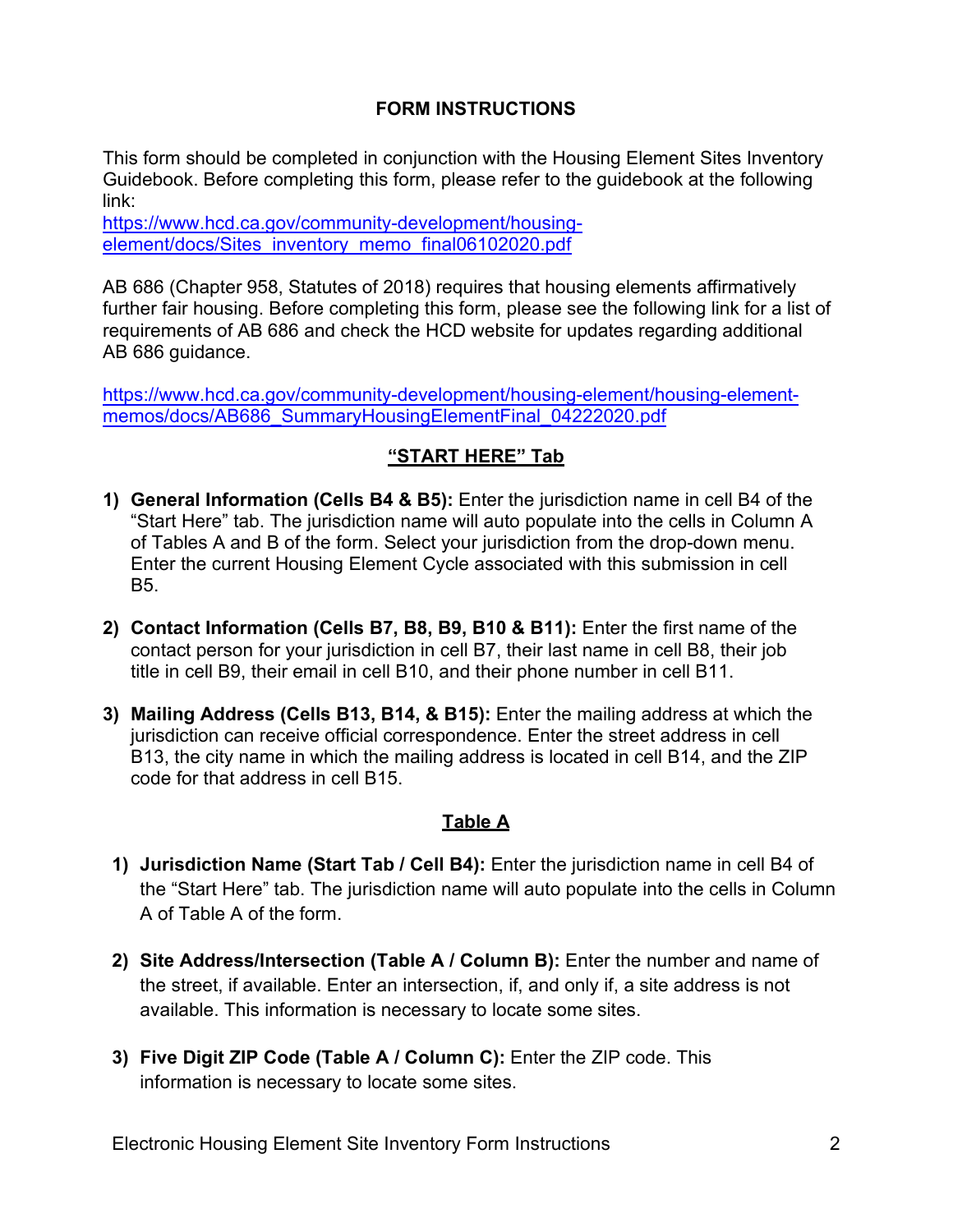## FORM INSTRUCTIONS

This form should be completed in conjunction with the Housing Element Sites Inventory Guidebook. Before completing this form, please refer to the guidebook at the following link:
[https://www.hcd.ca.gov/community-development/housing-element/docs/Sites_inventory_memo_final06102020.pdf](https://www.hcd.ca.gov/community-development/housing-element/docs/Sites_inventory_memo_final06102020.pdf)

AB 686 (Chapter 958, Statutes of 2018) requires that housing elements affirmatively further fair housing. Before completing this form, please see the following link for a list of requirements of AB 686 and check the HCD website for updates regarding additional AB 686 guidance.

[https://www.hcd.ca.gov/community-development/housing-element/housing-element-memos/docs/AB686_SummaryHousingElementFinal_04222020.pdf](https://www.hcd.ca.gov/community-development/housing-element/housing-element-memos/docs/AB686_SummaryHousingElementFinal_04222020.pdf)

### "START HERE" Tab

1) **General Information (Cells B4 & B5):** Enter the jurisdiction name in cell B4 of the "Start Here" tab. The jurisdiction name will auto populate into the cells in Column A of Tables A and B of the form. Select your jurisdiction from the drop-down menu. Enter the current Housing Element Cycle associated with this submission in cell B5.

2) **Contact Information (Cells B7, B8, B9, B10 & B11):** Enter the first name of the contact person for your jurisdiction in cell B7, their last name in cell B8, their job title in cell B9, their email in cell B10, and their phone number in cell B11.

3) **Mailing Address (Cells B13, B14, & B15):** Enter the mailing address at which the jurisdiction can receive official correspondence. Enter the street address in cell B13, the city name in which the mailing address is located in cell B14, and the ZIP code for that address in cell B15.

### Table A

1) **Jurisdiction Name (Start Tab / Cell B4):** Enter the jurisdiction name in cell B4 of the "Start Here" tab. The jurisdiction name will auto populate into the cells in Column A of Table A of the form.

2) **Site Address/Intersection (Table A / Column B):** Enter the number and name of the street, if available. Enter an intersection, if, and only if, a site address is not available. This information is necessary to locate some sites.

3) **Five Digit ZIP Code (Table A / Column C):** Enter the ZIP code. This information is necessary to locate some sites.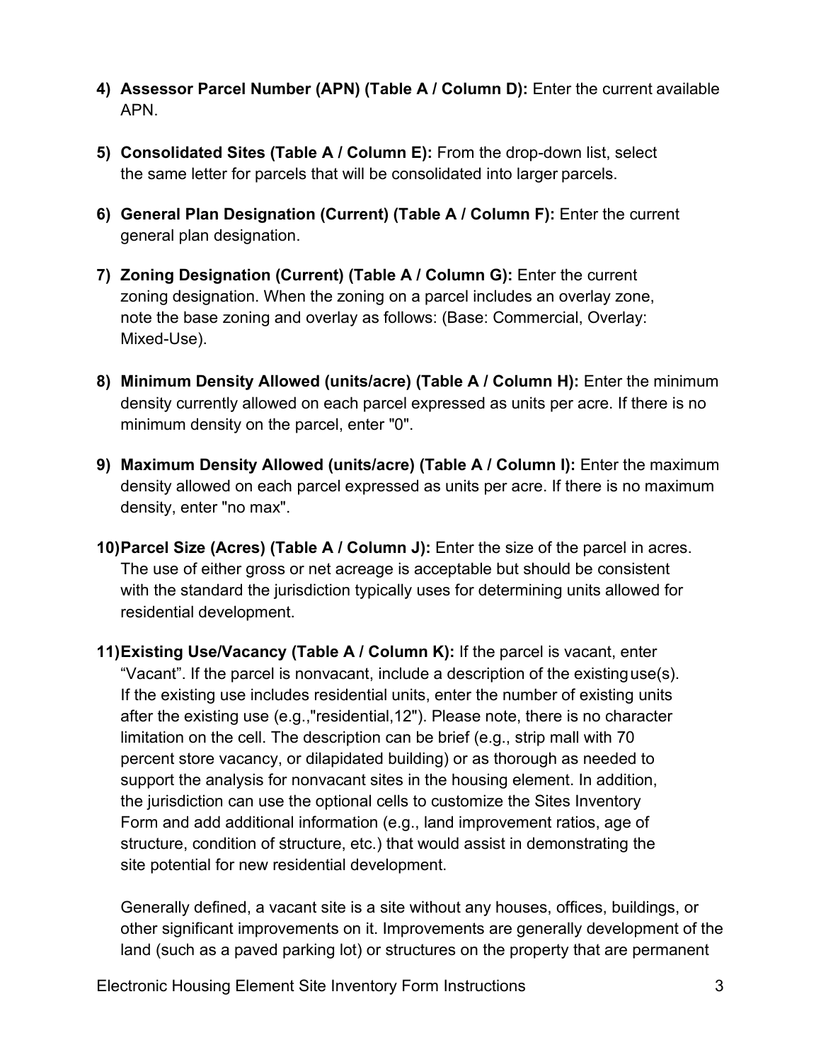4) **Assessor Parcel Number (APN) (Table A / Column D):** Enter the current available APN.

5) **Consolidated Sites (Table A / Column E):** From the drop-down list, select the same letter for parcels that will be consolidated into larger parcels.

6) **General Plan Designation (Current) (Table A / Column F):** Enter the current general plan designation.

7) **Zoning Designation (Current) (Table A / Column G):** Enter the current zoning designation. When the zoning on a parcel includes an overlay zone, note the base zoning and overlay as follows: (Base: Commercial, Overlay: Mixed-Use).

8) **Minimum Density Allowed (units/acre) (Table A / Column H):** Enter the minimum density currently allowed on each parcel expressed as units per acre. If there is no minimum density on the parcel, enter "0".

9) **Maximum Density Allowed (units/acre) (Table A / Column I):** Enter the maximum density allowed on each parcel expressed as units per acre. If there is no maximum density, enter "no max".

10) **Parcel Size (Acres) (Table A / Column J):** Enter the size of the parcel in acres. The use of either gross or net acreage is acceptable but should be consistent with the standard the jurisdiction typically uses for determining units allowed for residential development.

11) **Existing Use/Vacancy (Table A / Column K):** If the parcel is vacant, enter "Vacant". If the parcel is nonvacant, include a description of the existing use(s). If the existing use includes residential units, enter the number of existing units after the existing use (e.g.,"residential,12"). Please note, there is no character limitation on the cell. The description can be brief (e.g., strip mall with 70 percent store vacancy, or dilapidated building) or as thorough as needed to support the analysis for nonvacant sites in the housing element. In addition, the jurisdiction can use the optional cells to customize the Sites Inventory Form and add additional information (e.g., land improvement ratios, age of structure, condition of structure, etc.) that would assist in demonstrating the site potential for new residential development.

    Generally defined, a vacant site is a site without any houses, offices, buildings, or other significant improvements on it. Improvements are generally development of the land (such as a paved parking lot) or structures on the property that are permanent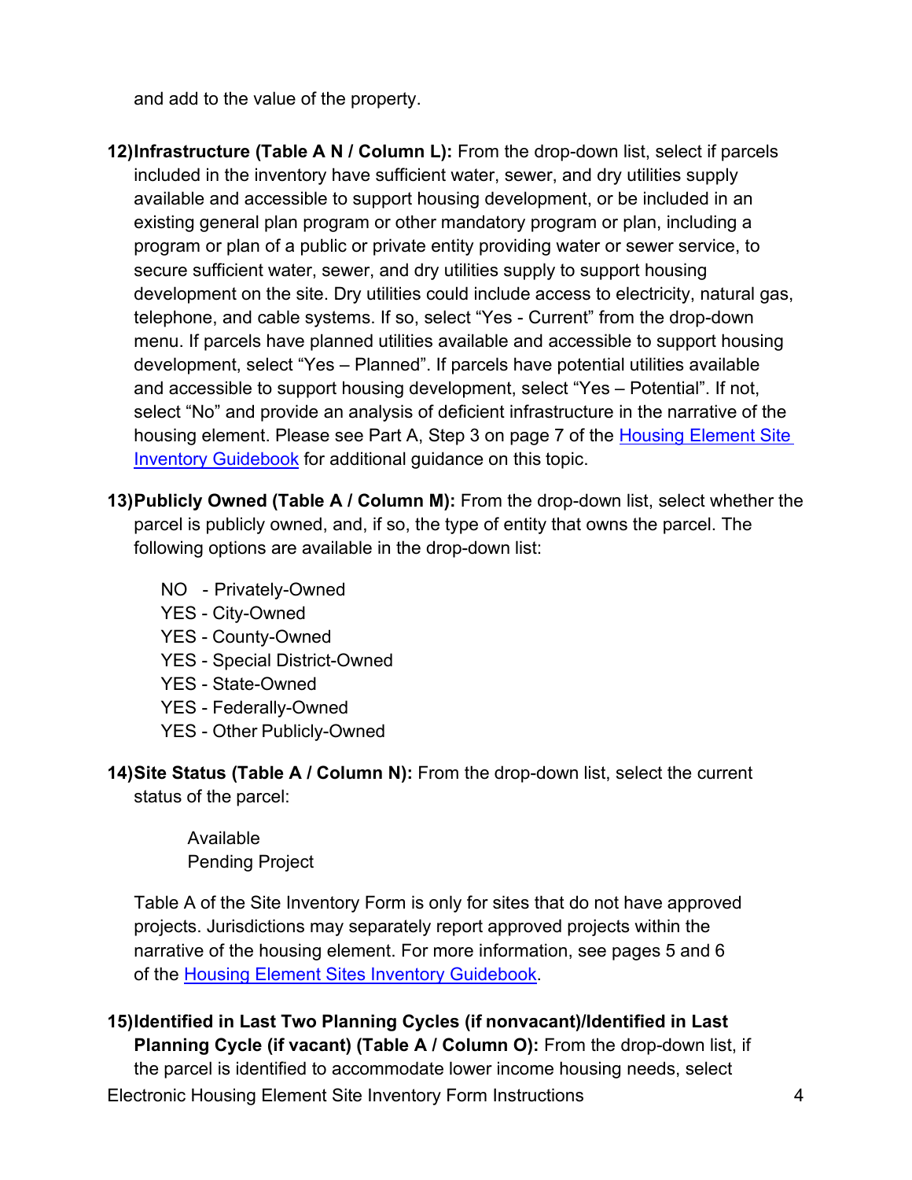and add to the value of the property.

12) **Infrastructure (Table A N / Column L):** From the drop-down list, select if parcels included in the inventory have sufficient water, sewer, and dry utilities supply available and accessible to support housing development, or be included in an existing general plan program or other mandatory program or plan, including a program or plan of a public or private entity providing water or sewer service, to secure sufficient water, sewer, and dry utilities supply to support housing development on the site. Dry utilities could include access to electricity, natural gas, telephone, and cable systems. If so, select "Yes - Current" from the drop-down menu. If parcels have planned utilities available and accessible to support housing development, select "Yes – Planned". If parcels have potential utilities available and accessible to support housing development, select "Yes – Potential". If not, select "No" and provide an analysis of deficient infrastructure in the narrative of the housing element. Please see Part A, Step 3 on page 7 of the [Housing Element Site Inventory Guidebook](#) for additional guidance on this topic.

13) **Publicly Owned (Table A / Column M):** From the drop-down list, select whether the parcel is publicly owned, and, if so, the type of entity that owns the parcel. The following options are available in the drop-down list:

    NO - Privately-Owned
    YES - City-Owned
    YES - County-Owned
    YES - Special District-Owned
    YES - State-Owned
    YES - Federally-Owned
    YES - Other Publicly-Owned

14) **Site Status (Table A / Column N):** From the drop-down list, select the current status of the parcel:

    Available
    Pending Project

    Table A of the Site Inventory Form is only for sites that do not have approved projects. Jurisdictions may separately report approved projects within the narrative of the housing element. For more information, see pages 5 and 6 of the [Housing Element Sites Inventory Guidebook](#).

15) **Identified in Last Two Planning Cycles (if nonvacant)/Identified in Last Planning Cycle (if vacant) (Table A / Column O):** From the drop-down list, if the parcel is identified to accommodate lower income housing needs, select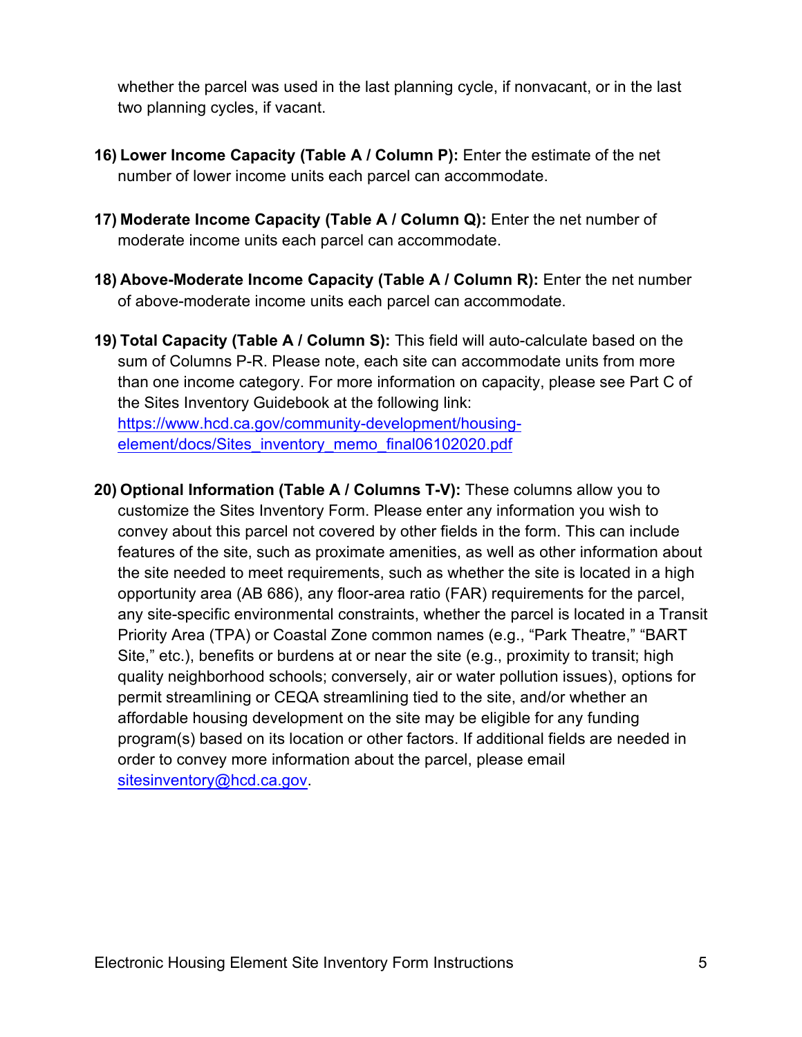whether the parcel was used in the last planning cycle, if nonvacant, or in the last two planning cycles, if vacant.

16) **Lower Income Capacity (Table A / Column P):** Enter the estimate of the net number of lower income units each parcel can accommodate.

17) **Moderate Income Capacity (Table A / Column Q):** Enter the net number of moderate income units each parcel can accommodate.

18) **Above-Moderate Income Capacity (Table A / Column R):** Enter the net number of above-moderate income units each parcel can accommodate.

19) **Total Capacity (Table A / Column S):** This field will auto-calculate based on the sum of Columns P-R. Please note, each site can accommodate units from more than one income category. For more information on capacity, please see Part C of the Sites Inventory Guidebook at the following link: https://www.hcd.ca.gov/community-development/housing-element/docs/Sites_inventory_memo_final06102020.pdf

20) **Optional Information (Table A / Columns T-V):** These columns allow you to customize the Sites Inventory Form. Please enter any information you wish to convey about this parcel not covered by other fields in the form. This can include features of the site, such as proximate amenities, as well as other information about the site needed to meet requirements, such as whether the site is located in a high opportunity area (AB 686), any floor-area ratio (FAR) requirements for the parcel, any site-specific environmental constraints, whether the parcel is located in a Transit Priority Area (TPA) or Coastal Zone common names (e.g., "Park Theatre," "BART Site," etc.), benefits or burdens at or near the site (e.g., proximity to transit; high quality neighborhood schools; conversely, air or water pollution issues), options for permit streamlining or CEQA streamlining tied to the site, and/or whether an affordable housing development on the site may be eligible for any funding program(s) based on its location or other factors. If additional fields are needed in order to convey more information about the parcel, please email sitesinventory@hcd.ca.gov.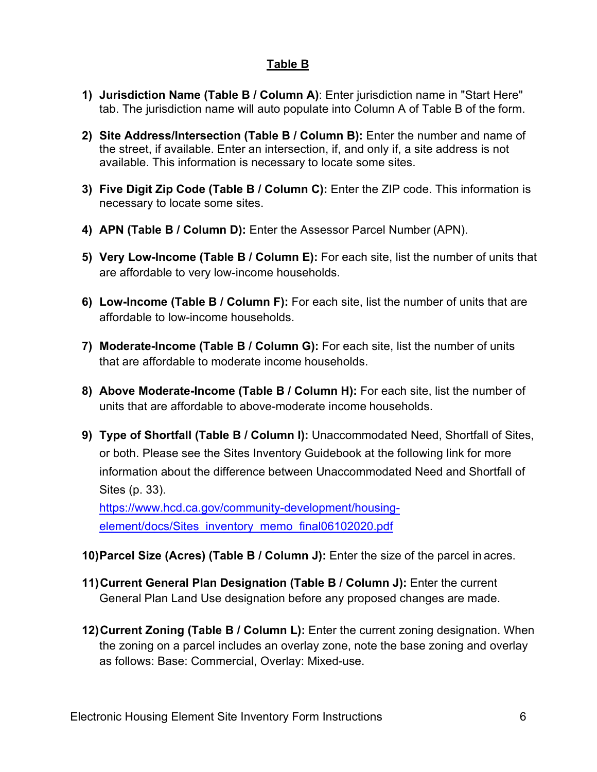## Table B

1) **Jurisdiction Name (Table B / Column A)**: Enter jurisdiction name in "Start Here" tab. The jurisdiction name will auto populate into Column A of Table B of the form.

2) **Site Address/Intersection (Table B / Column B):** Enter the number and name of the street, if available. Enter an intersection, if, and only if, a site address is not available. This information is necessary to locate some sites.

3) **Five Digit Zip Code (Table B / Column C):** Enter the ZIP code. This information is necessary to locate some sites.

4) **APN (Table B / Column D):** Enter the Assessor Parcel Number (APN).

5) **Very Low-Income (Table B / Column E):** For each site, list the number of units that are affordable to very low-income households.

6) **Low-Income (Table B / Column F):** For each site, list the number of units that are affordable to low-income households.

7) **Moderate-Income (Table B / Column G):** For each site, list the number of units that are affordable to moderate income households.

8) **Above Moderate-Income (Table B / Column H):** For each site, list the number of units that are affordable to above-moderate income households.

9) **Type of Shortfall (Table B / Column I):** Unaccommodated Need, Shortfall of Sites, or both. Please see the Sites Inventory Guidebook at the following link for more information about the difference between Unaccommodated Need and Shortfall of Sites (p. 33).
   https://www.hcd.ca.gov/community-development/housing-element/docs/Sites_inventory_memo_final06102020.pdf

10) **Parcel Size (Acres) (Table B / Column J):** Enter the size of the parcel in acres.

11) **Current General Plan Designation (Table B / Column J):** Enter the current General Plan Land Use designation before any proposed changes are made.

12) **Current Zoning (Table B / Column L):** Enter the current zoning designation. When the zoning on a parcel includes an overlay zone, note the base zoning and overlay as follows: Base: Commercial, Overlay: Mixed-use.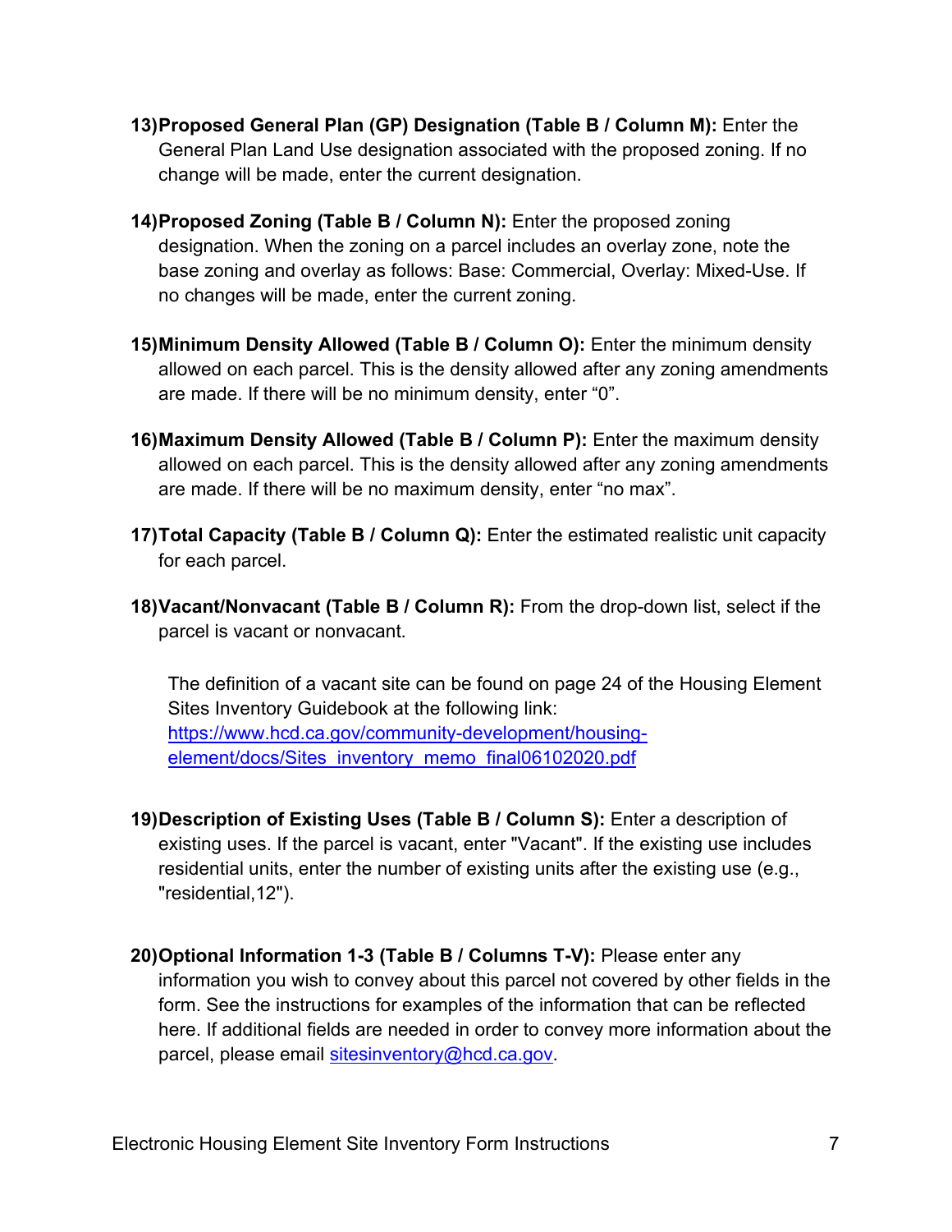13) **Proposed General Plan (GP) Designation (Table B / Column M):** Enter the General Plan Land Use designation associated with the proposed zoning. If no change will be made, enter the current designation.

14) **Proposed Zoning (Table B / Column N):** Enter the proposed zoning designation. When the zoning on a parcel includes an overlay zone, note the base zoning and overlay as follows: Base: Commercial, Overlay: Mixed-Use. If no changes will be made, enter the current zoning.

15) **Minimum Density Allowed (Table B / Column O):** Enter the minimum density allowed on each parcel. This is the density allowed after any zoning amendments are made. If there will be no minimum density, enter "0".

16) **Maximum Density Allowed (Table B / Column P):** Enter the maximum density allowed on each parcel. This is the density allowed after any zoning amendments are made. If there will be no maximum density, enter "no max".

17) **Total Capacity (Table B / Column Q):** Enter the estimated realistic unit capacity for each parcel.

18) **Vacant/Nonvacant (Table B / Column R):** From the drop-down list, select if the parcel is vacant or nonvacant.

    The definition of a vacant site can be found on page 24 of the Housing Element Sites Inventory Guidebook at the following link: [https://www.hcd.ca.gov/community-development/housing-element/docs/Sites_inventory_memo_final06102020.pdf](https://www.hcd.ca.gov/community-development/housing-element/docs/Sites_inventory_memo_final06102020.pdf)

19) **Description of Existing Uses (Table B / Column S):** Enter a description of existing uses. If the parcel is vacant, enter "Vacant". If the existing use includes residential units, enter the number of existing units after the existing use (e.g., "residential,12").

20) **Optional Information 1-3 (Table B / Columns T-V):** Please enter any information you wish to convey about this parcel not covered by other fields in the form. See the instructions for examples of the information that can be reflected here. If additional fields are needed in order to convey more information about the parcel, please email [sitesinventory@hcd.ca.gov](mailto:sitesinventory@hcd.ca.gov).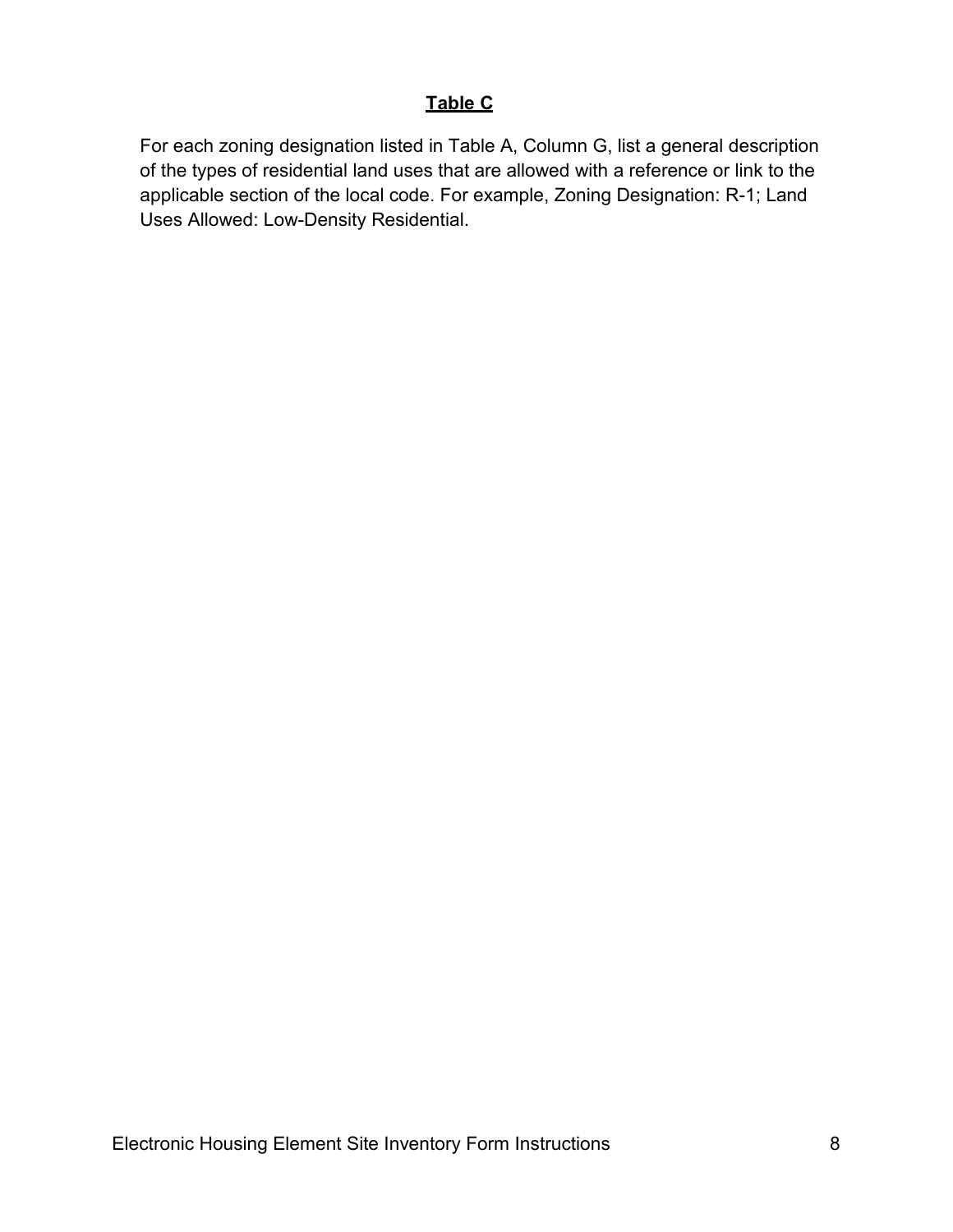## **Table C**

For each zoning designation listed in Table A, Column G, list a general description of the types of residential land uses that are allowed with a reference or link to the applicable section of the local code. For example, Zoning Designation: R-1; Land Uses Allowed: Low-Density Residential.